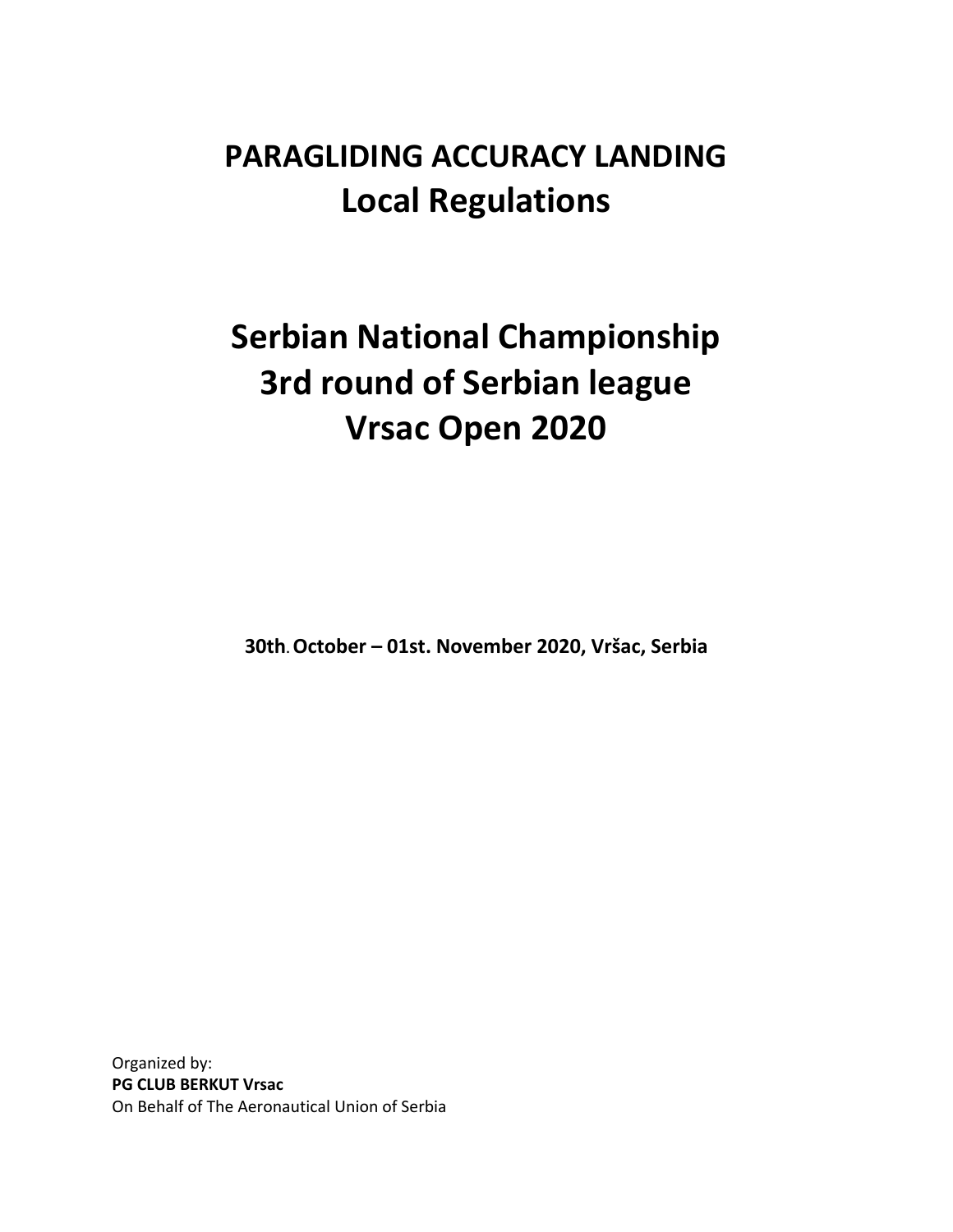# PARAGLIDING ACCURACY LANDING
# Local Regulations

# Serbian National Championship
# 3rd round of Serbian league
# Vrsac Open 2020

**30th. October – 01st. November 2020, Vršac, Serbia**

Organized by:
**PG CLUB BERKUT Vrsac**
On Behalf of The Aeronautical Union of Serbia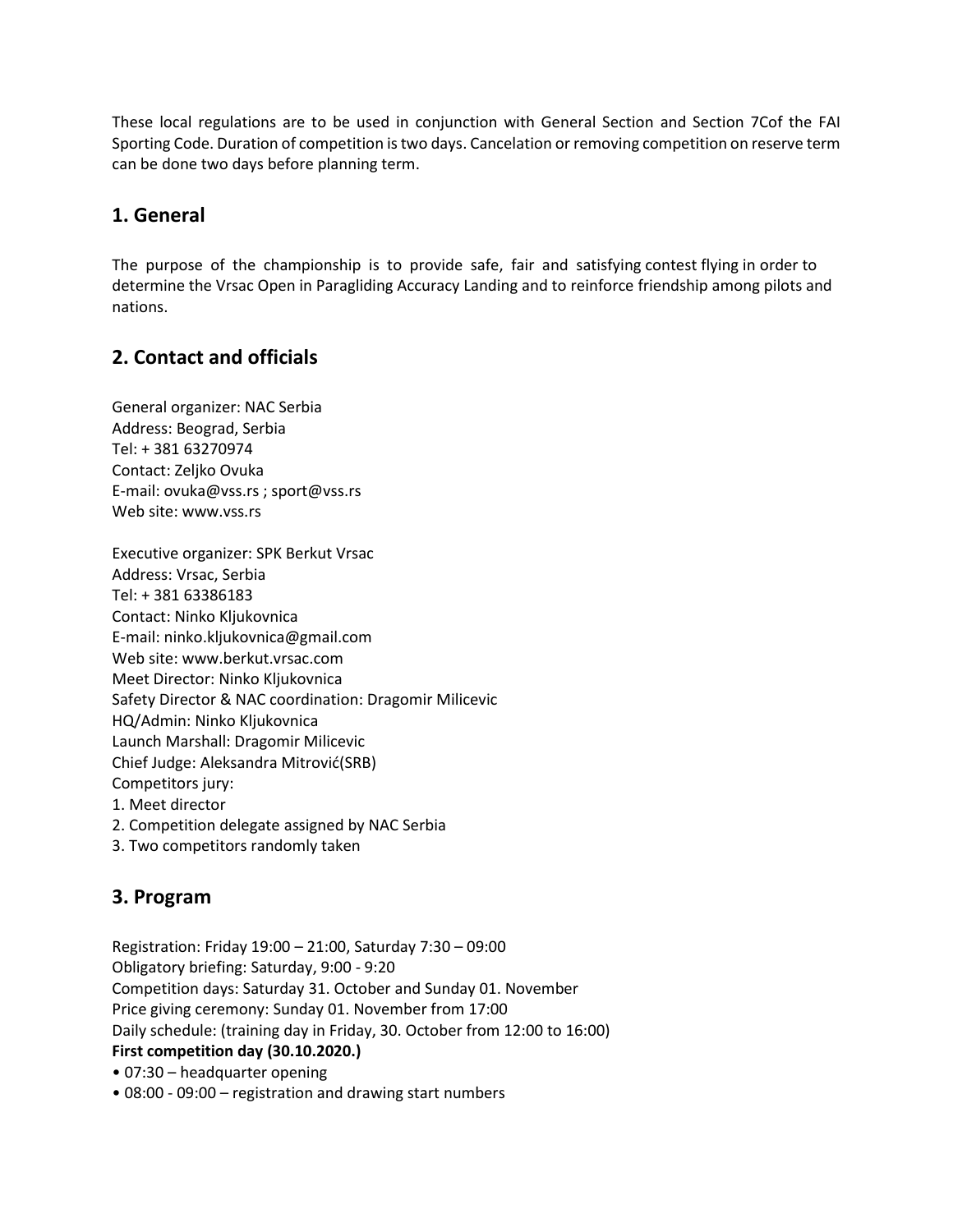These local regulations are to be used in conjunction with General Section and Section 7Cof the FAI Sporting Code. Duration of competition is two days. Cancelation or removing competition on reserve term can be done two days before planning term.

## 1. General

The purpose of the championship is to provide safe, fair and satisfying contest flying in order to determine the Vrsac Open in Paragliding Accuracy Landing and to reinforce friendship among pilots and nations.

## 2. Contact and officials

General organizer: NAC Serbia
Address: Beograd, Serbia
Tel: + 381 63270974
Contact: Zeljko Ovuka
E-mail: ovuka@vss.rs ; sport@vss.rs
Web site: www.vss.rs

Executive organizer: SPK Berkut Vrsac
Address: Vrsac, Serbia
Tel: + 381 63386183
Contact: Ninko Kljukovnica
E-mail: ninko.kljukovnica@gmail.com
Web site: www.berkut.vrsac.com
Meet Director: Ninko Kljukovnica
Safety Director & NAC coordination: Dragomir Milicevic
HQ/Admin: Ninko Kljukovnica
Launch Marshall: Dragomir Milicevic
Chief Judge: Aleksandra Mitrović(SRB)
Competitors jury:
1. Meet director
2. Competition delegate assigned by NAC Serbia
3. Two competitors randomly taken

## 3. Program

Registration: Friday 19:00 – 21:00, Saturday 7:30 – 09:00
Obligatory briefing: Saturday, 9:00 - 9:20
Competition days: Saturday 31. October and Sunday 01. November
Price giving ceremony: Sunday 01. November from 17:00
Daily schedule: (training day in Friday, 30. October from 12:00 to 16:00)
**First competition day (30.10.2020.)**

- 07:30 – headquarter opening
- 08:00 - 09:00 – registration and drawing start numbers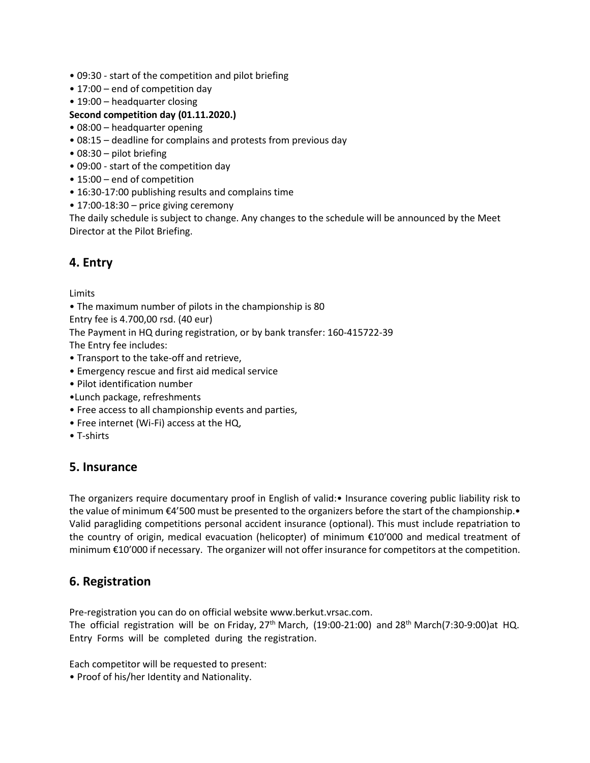- 09:30 - start of the competition and pilot briefing
- 17:00 – end of competition day
- 19:00 – headquarter closing

**Second competition day (01.11.2020.)**

- 08:00 – headquarter opening
- 08:15 – deadline for complains and protests from previous day
- 08:30 – pilot briefing
- 09:00 - start of the competition day
- 15:00 – end of competition
- 16:30-17:00 publishing results and complains time
- 17:00-18:30 – price giving ceremony

The daily schedule is subject to change. Any changes to the schedule will be announced by the Meet Director at the Pilot Briefing.

## 4. Entry

Limits

- The maximum number of pilots in the championship is 80

Entry fee is 4.700,00 rsd. (40 eur)

The Payment in HQ during registration, or by bank transfer: 160-415722-39

The Entry fee includes:

- Transport to the take-off and retrieve,
- Emergency rescue and first aid medical service
- Pilot identification number
- Lunch package, refreshments
- Free access to all championship events and parties,
- Free internet (Wi-Fi) access at the HQ,
- T-shirts

## 5. Insurance

The organizers require documentary proof in English of valid:• Insurance covering public liability risk to the value of minimum €4'500 must be presented to the organizers before the start of the championship.• Valid paragliding competitions personal accident insurance (optional). This must include repatriation to the country of origin, medical evacuation (helicopter) of minimum €10'000 and medical treatment of minimum €10'000 if necessary. The organizer will not offer insurance for competitors at the competition.

## 6. Registration

Pre-registration you can do on official website www.berkut.vrsac.com.

The official registration will be on Friday, 27th March, (19:00-21:00) and 28th March(7:30-9:00)at HQ. Entry Forms will be completed during the registration.

Each competitor will be requested to present:

- Proof of his/her Identity and Nationality.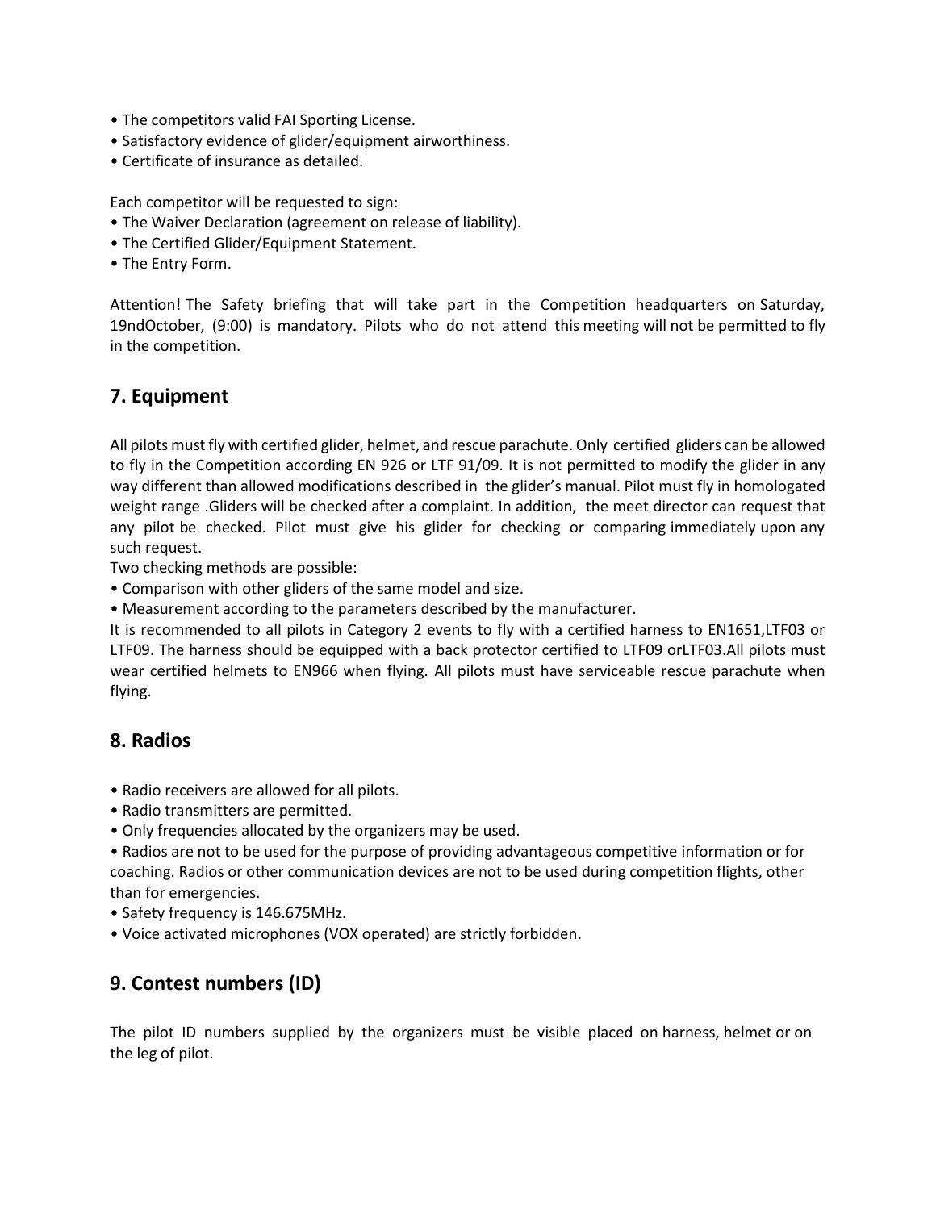- The competitors valid FAI Sporting License.
- Satisfactory evidence of glider/equipment airworthiness.
- Certificate of insurance as detailed.

Each competitor will be requested to sign:

- The Waiver Declaration (agreement on release of liability).
- The Certified Glider/Equipment Statement.
- The Entry Form.

Attention! The Safety briefing that will take part in the Competition headquarters on Saturday, 19ndOctober, (9:00) is mandatory. Pilots who do not attend this meeting will not be permitted to fly in the competition.

## 7. Equipment

All pilots must fly with certified glider, helmet, and rescue parachute. Only certified gliders can be allowed to fly in the Competition according EN 926 or LTF 91/09. It is not permitted to modify the glider in any way different than allowed modifications described in the glider's manual. Pilot must fly in homologated weight range .Gliders will be checked after a complaint. In addition, the meet director can request that any pilot be checked. Pilot must give his glider for checking or comparing immediately upon any such request.

Two checking methods are possible:

- Comparison with other gliders of the same model and size.
- Measurement according to the parameters described by the manufacturer.

It is recommended to all pilots in Category 2 events to fly with a certified harness to EN1651,LTF03 or LTF09. The harness should be equipped with a back protector certified to LTF09 orLTF03.All pilots must wear certified helmets to EN966 when flying. All pilots must have serviceable rescue parachute when flying.

## 8. Radios

- Radio receivers are allowed for all pilots.
- Radio transmitters are permitted.
- Only frequencies allocated by the organizers may be used.
- Radios are not to be used for the purpose of providing advantageous competitive information or for coaching. Radios or other communication devices are not to be used during competition flights, other than for emergencies.
- Safety frequency is 146.675MHz.
- Voice activated microphones (VOX operated) are strictly forbidden.

## 9. Contest numbers (ID)

The pilot ID numbers supplied by the organizers must be visible placed on harness, helmet or on the leg of pilot.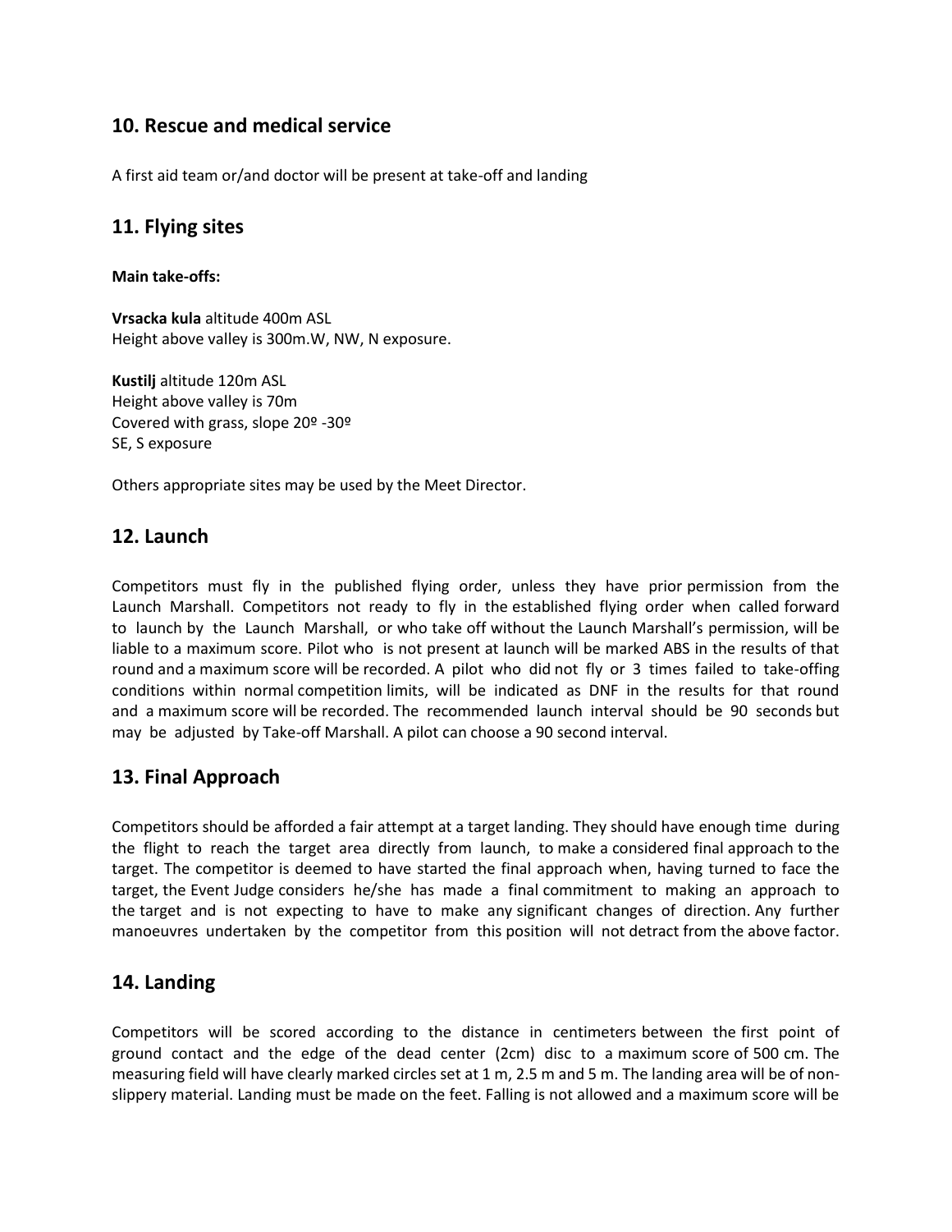## 10. Rescue and medical service

A first aid team or/and doctor will be present at take-off and landing

## 11. Flying sites

**Main take-offs:**

**Vrsacka kula** altitude 400m ASL
Height above valley is 300m.W, NW, N exposure.

**Kustilj** altitude 120m ASL
Height above valley is 70m
Covered with grass, slope 20º -30º
SE, S exposure

Others appropriate sites may be used by the Meet Director.

## 12. Launch

Competitors must fly in the published flying order, unless they have prior permission from the Launch Marshall. Competitors not ready to fly in the established flying order when called forward to launch by the Launch Marshall, or who take off without the Launch Marshall's permission, will be liable to a maximum score. Pilot who is not present at launch will be marked ABS in the results of that round and a maximum score will be recorded. A pilot who did not fly or 3 times failed to take-offing conditions within normal competition limits, will be indicated as DNF in the results for that round and a maximum score will be recorded. The recommended launch interval should be 90 seconds but may be adjusted by Take-off Marshall. A pilot can choose a 90 second interval.

## 13. Final Approach

Competitors should be afforded a fair attempt at a target landing. They should have enough time during the flight to reach the target area directly from launch, to make a considered final approach to the target. The competitor is deemed to have started the final approach when, having turned to face the target, the Event Judge considers he/she has made a final commitment to making an approach to the target and is not expecting to have to make any significant changes of direction. Any further manoeuvres undertaken by the competitor from this position will not detract from the above factor.

## 14. Landing

Competitors will be scored according to the distance in centimeters between the first point of ground contact and the edge of the dead center (2cm) disc to a maximum score of 500 cm. The measuring field will have clearly marked circles set at 1 m, 2.5 m and 5 m. The landing area will be of non-slippery material. Landing must be made on the feet. Falling is not allowed and a maximum score will be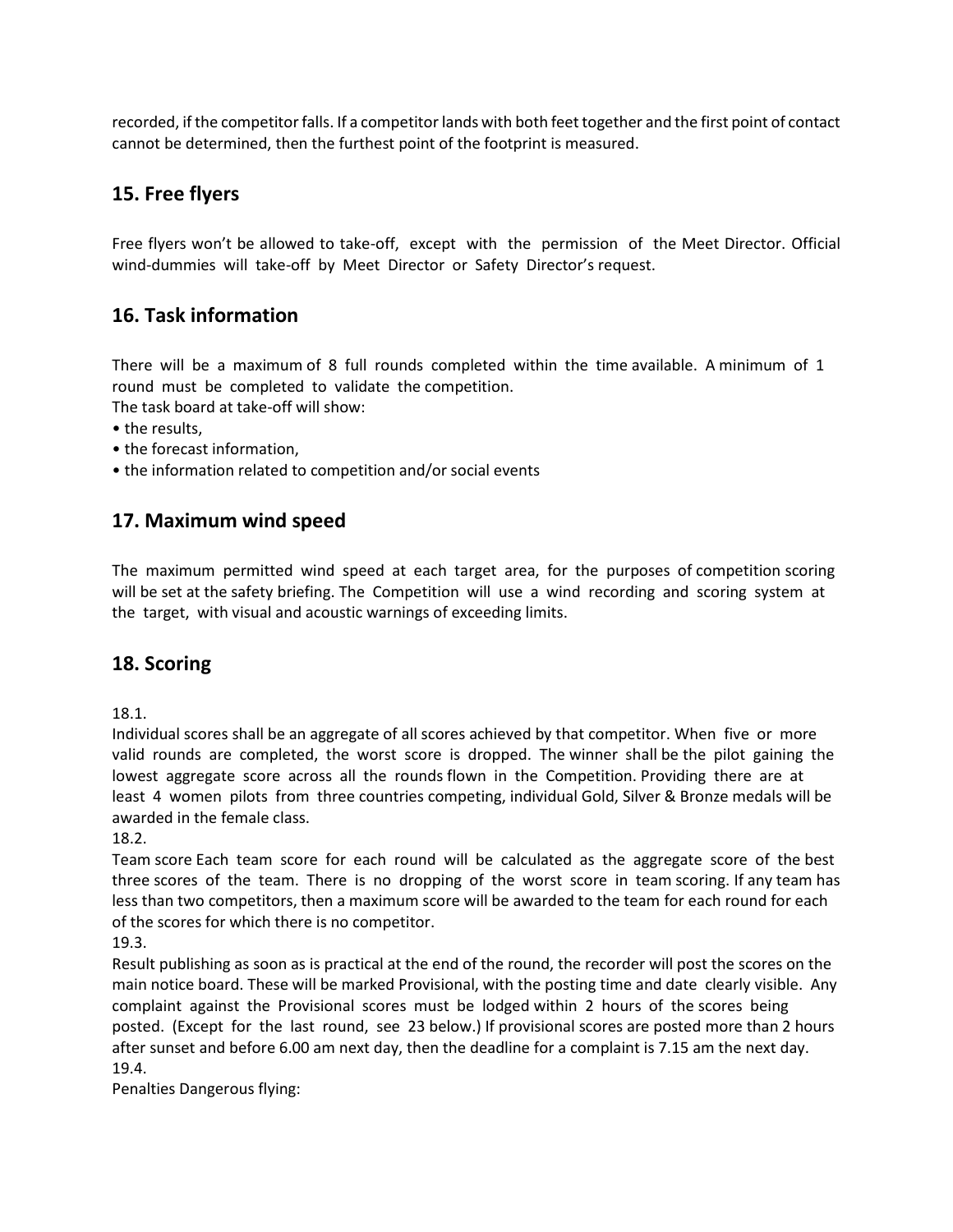recorded, if the competitor falls. If a competitor lands with both feet together and the first point of contact cannot be determined, then the furthest point of the footprint is measured.

## 15. Free flyers

Free flyers won't be allowed to take-off, except with the permission of the Meet Director. Official wind-dummies will take-off by Meet Director or Safety Director's request.

## 16. Task information

There will be a maximum of 8 full rounds completed within the time available. A minimum of 1 round must be completed to validate the competition.
The task board at take-off will show:

- the results,
- the forecast information,
- the information related to competition and/or social events

## 17. Maximum wind speed

The maximum permitted wind speed at each target area, for the purposes of competition scoring will be set at the safety briefing. The Competition will use a wind recording and scoring system at the target, with visual and acoustic warnings of exceeding limits.

## 18. Scoring

18.1.
Individual scores shall be an aggregate of all scores achieved by that competitor. When five or more valid rounds are completed, the worst score is dropped. The winner shall be the pilot gaining the lowest aggregate score across all the rounds flown in the Competition. Providing there are at least 4 women pilots from three countries competing, individual Gold, Silver & Bronze medals will be awarded in the female class.
18.2.
Team score Each team score for each round will be calculated as the aggregate score of the best three scores of the team. There is no dropping of the worst score in team scoring. If any team has less than two competitors, then a maximum score will be awarded to the team for each round for each of the scores for which there is no competitor.
19.3.
Result publishing as soon as is practical at the end of the round, the recorder will post the scores on the main notice board. These will be marked Provisional, with the posting time and date clearly visible. Any complaint against the Provisional scores must be lodged within 2 hours of the scores being posted. (Except for the last round, see 23 below.) If provisional scores are posted more than 2 hours after sunset and before 6.00 am next day, then the deadline for a complaint is 7.15 am the next day.
19.4.
Penalties Dangerous flying: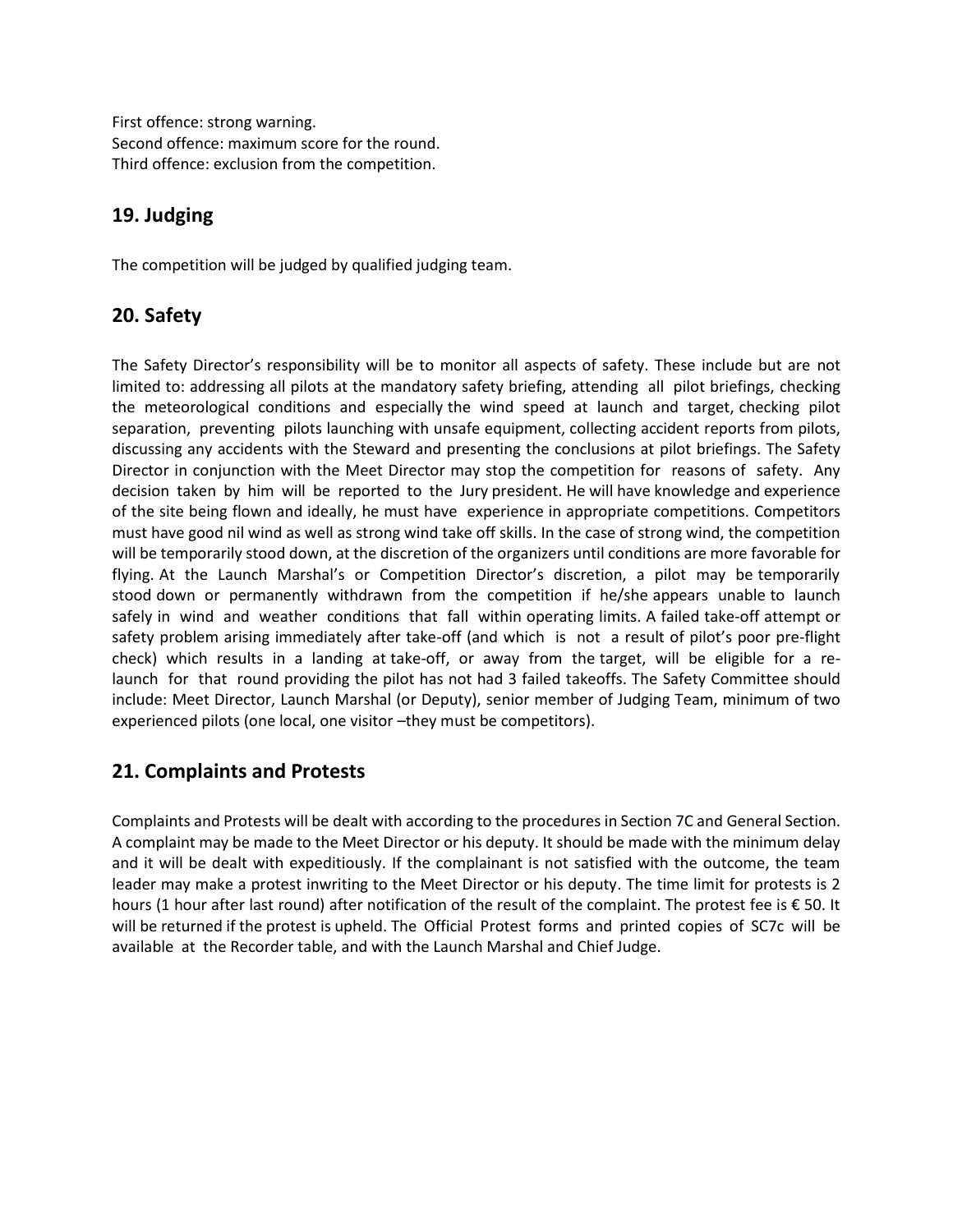First offence: strong warning.
Second offence: maximum score for the round.
Third offence: exclusion from the competition.

## 19. Judging

The competition will be judged by qualified judging team.

## 20. Safety

The Safety Director's responsibility will be to monitor all aspects of safety. These include but are not limited to: addressing all pilots at the mandatory safety briefing, attending all pilot briefings, checking the meteorological conditions and especially the wind speed at launch and target, checking pilot separation, preventing pilots launching with unsafe equipment, collecting accident reports from pilots, discussing any accidents with the Steward and presenting the conclusions at pilot briefings. The Safety Director in conjunction with the Meet Director may stop the competition for reasons of safety. Any decision taken by him will be reported to the Jury president. He will have knowledge and experience of the site being flown and ideally, he must have experience in appropriate competitions. Competitors must have good nil wind as well as strong wind take off skills. In the case of strong wind, the competition will be temporarily stood down, at the discretion of the organizers until conditions are more favorable for flying. At the Launch Marshal's or Competition Director's discretion, a pilot may be temporarily stood down or permanently withdrawn from the competition if he/she appears unable to launch safely in wind and weather conditions that fall within operating limits. A failed take-off attempt or safety problem arising immediately after take-off (and which is not a result of pilot's poor pre-flight check) which results in a landing at take-off, or away from the target, will be eligible for a re-launch for that round providing the pilot has not had 3 failed takeoffs. The Safety Committee should include: Meet Director, Launch Marshal (or Deputy), senior member of Judging Team, minimum of two experienced pilots (one local, one visitor –they must be competitors).

## 21. Complaints and Protests

Complaints and Protests will be dealt with according to the procedures in Section 7C and General Section. A complaint may be made to the Meet Director or his deputy. It should be made with the minimum delay and it will be dealt with expeditiously. If the complainant is not satisfied with the outcome, the team leader may make a protest inwriting to the Meet Director or his deputy. The time limit for protests is 2 hours (1 hour after last round) after notification of the result of the complaint. The protest fee is € 50. It will be returned if the protest is upheld. The Official Protest forms and printed copies of SC7c will be available at the Recorder table, and with the Launch Marshal and Chief Judge.